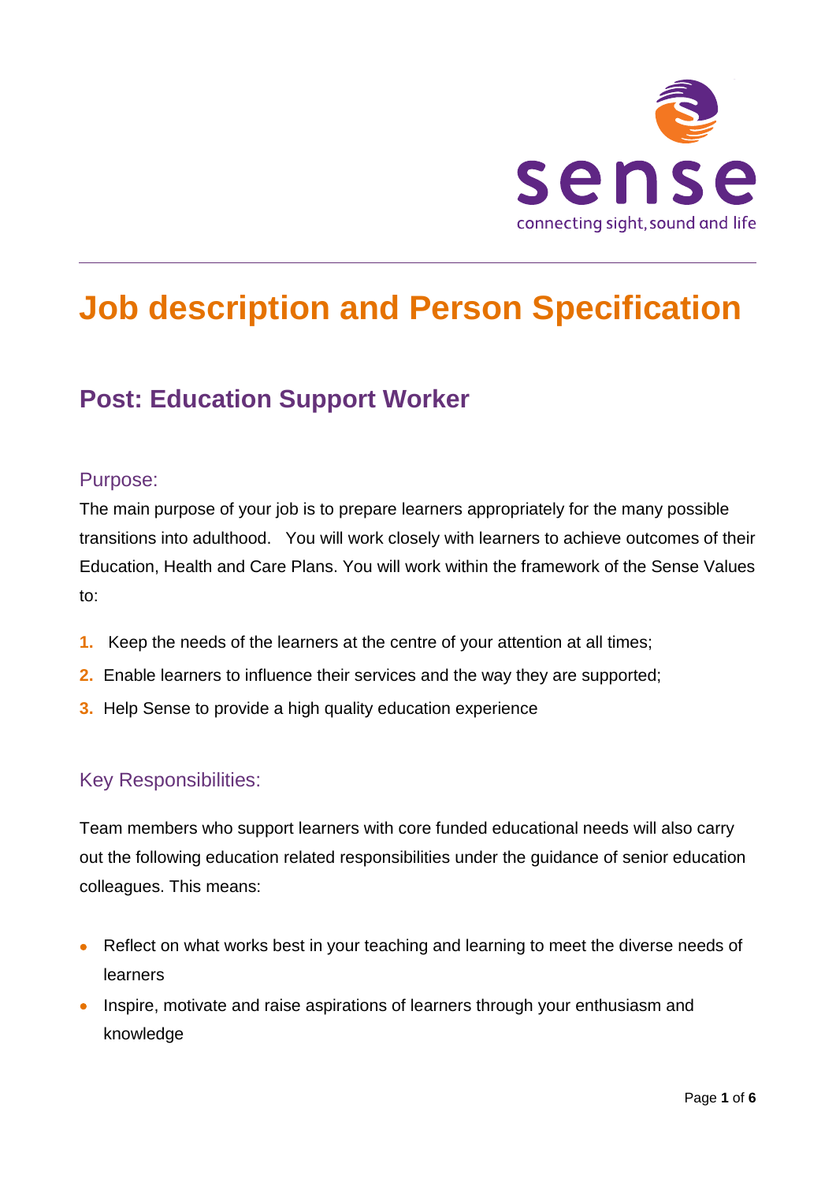# Job description and Person Specification

## Post: Education Support Worker

### Purpose:

The main purpose of your job is to prepare learners appropriately for the many possible transitions into adulthood. You will work closely with learners to achieve outcomes of their Education, Health and Care Plans. You will work within the framework of the Sense Values to:

1. Keep the needs of the learners at the centre of your attention at all times;
2. Enable learners to influence their services and the way they are supported;
3. Help Sense to provide a high quality education experience

### Key Responsibilities:

Team members who support learners with core funded educational needs will also carry out the following education related responsibilities under the guidance of senior education colleagues. This means:

- Reflect on what works best in your teaching and learning to meet the diverse needs of learners
- Inspire, motivate and raise aspirations of learners through your enthusiasm and knowledge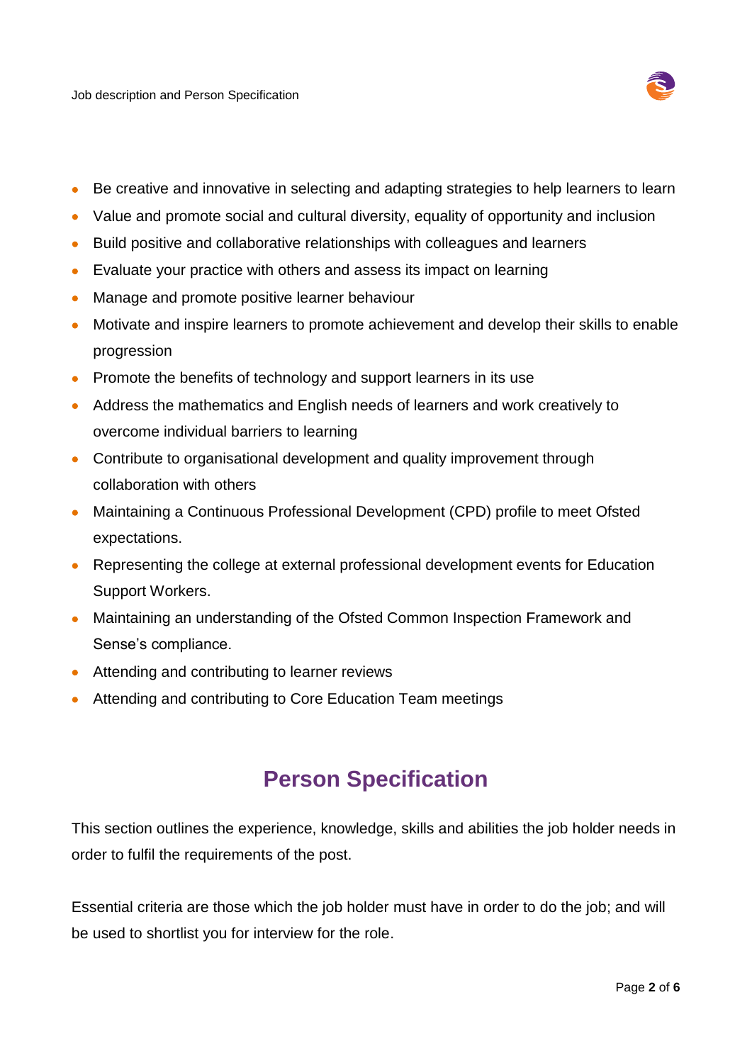- Be creative and innovative in selecting and adapting strategies to help learners to learn
- Value and promote social and cultural diversity, equality of opportunity and inclusion
- Build positive and collaborative relationships with colleagues and learners
- Evaluate your practice with others and assess its impact on learning
- Manage and promote positive learner behaviour
- Motivate and inspire learners to promote achievement and develop their skills to enable progression
- Promote the benefits of technology and support learners in its use
- Address the mathematics and English needs of learners and work creatively to overcome individual barriers to learning
- Contribute to organisational development and quality improvement through collaboration with others
- Maintaining a Continuous Professional Development (CPD) profile to meet Ofsted expectations.
- Representing the college at external professional development events for Education Support Workers.
- Maintaining an understanding of the Ofsted Common Inspection Framework and Sense's compliance.
- Attending and contributing to learner reviews
- Attending and contributing to Core Education Team meetings

## Person Specification

This section outlines the experience, knowledge, skills and abilities the job holder needs in order to fulfil the requirements of the post.

Essential criteria are those which the job holder must have in order to do the job; and will be used to shortlist you for interview for the role.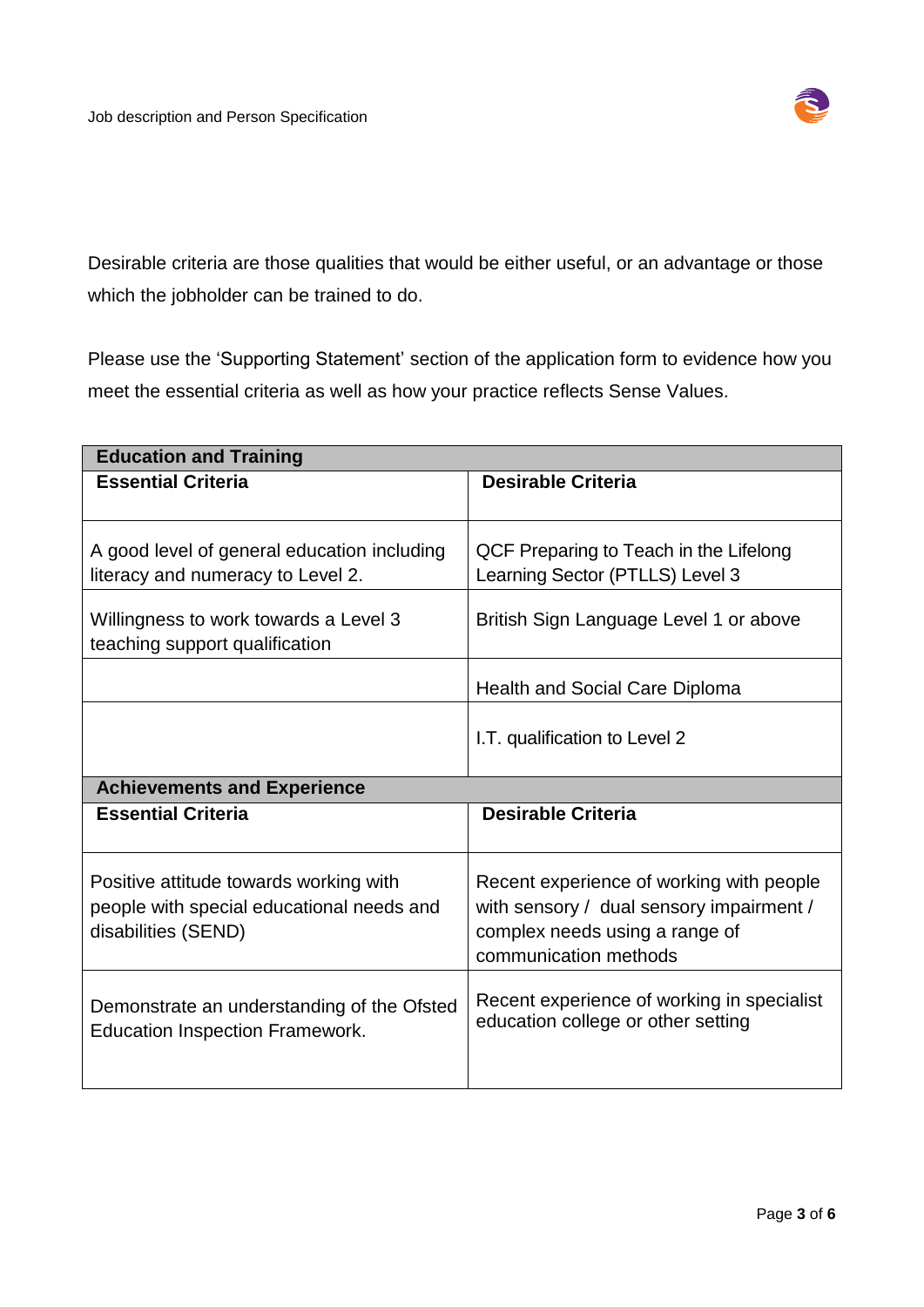Desirable criteria are those qualities that would be either useful, or an advantage or those which the jobholder can be trained to do.

Please use the 'Supporting Statement' section of the application form to evidence how you meet the essential criteria as well as how your practice reflects Sense Values.

| **Education and Training** | |
|---|---|
| **Essential Criteria** | **Desirable Criteria** |
| A good level of general education including literacy and numeracy to Level 2. | QCF Preparing to Teach in the Lifelong Learning Sector (PTLLS) Level 3 |
| Willingness to work towards a Level 3 teaching support qualification | British Sign Language Level 1 or above |
| | Health and Social Care Diploma |
| | I.T. qualification to Level 2 |
| **Achievements and Experience** | |
| **Essential Criteria** | **Desirable Criteria** |
| Positive attitude towards working with people with special educational needs and disabilities (SEND) | Recent experience of working with people with sensory / dual sensory impairment / complex needs using a range of communication methods |
| Demonstrate an understanding of the Ofsted Education Inspection Framework. | Recent experience of working in specialist education college or other setting |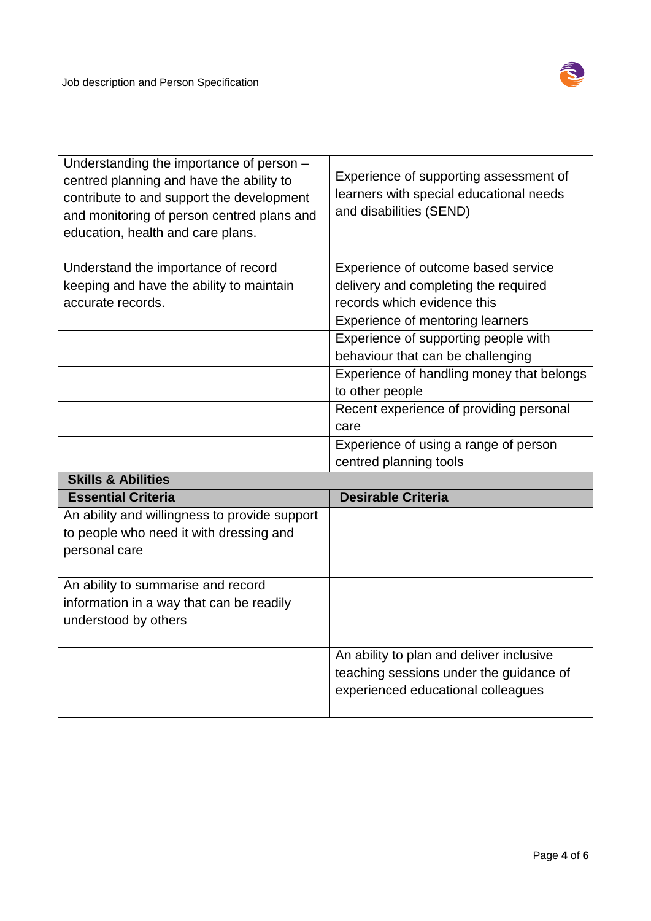| | |
|---|---|
| Understanding the importance of person – centred planning and have the ability to contribute to and support the development and monitoring of person centred plans and education, health and care plans. | Experience of supporting assessment of learners with special educational needs and disabilities (SEND) |
| Understand the importance of record keeping and have the ability to maintain accurate records. | Experience of outcome based service delivery and completing the required records which evidence this |
| | Experience of mentoring learners |
| | Experience of supporting people with behaviour that can be challenging |
| | Experience of handling money that belongs to other people |
| | Recent experience of providing personal care |
| | Experience of using a range of person centred planning tools |
| **Skills & Abilities** | |
| **Essential Criteria** | **Desirable Criteria** |
| An ability and willingness to provide support to people who need it with dressing and personal care | |
| An ability to summarise and record information in a way that can be readily understood by others | |
| | An ability to plan and deliver inclusive teaching sessions under the guidance of experienced educational colleagues |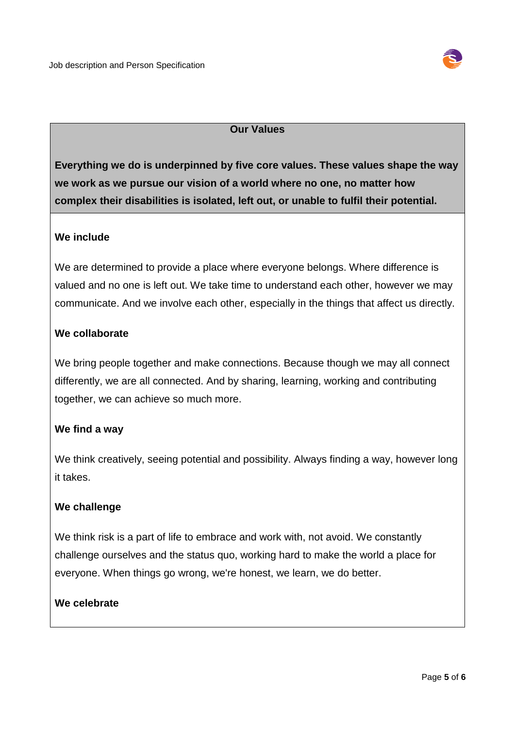## Our Values

**Everything we do is underpinned by five core values. These values shape the way we work as we pursue our vision of a world where no one, no matter how complex their disabilities is isolated, left out, or unable to fulfil their potential.**

**We include**

We are determined to provide a place where everyone belongs. Where difference is valued and no one is left out. We take time to understand each other, however we may communicate. And we involve each other, especially in the things that affect us directly.

**We collaborate**

We bring people together and make connections. Because though we may all connect differently, we are all connected. And by sharing, learning, working and contributing together, we can achieve so much more.

**We find a way**

We think creatively, seeing potential and possibility. Always finding a way, however long it takes.

**We challenge**

We think risk is a part of life to embrace and work with, not avoid. We constantly challenge ourselves and the status quo, working hard to make the world a place for everyone. When things go wrong, we're honest, we learn, we do better.

**We celebrate**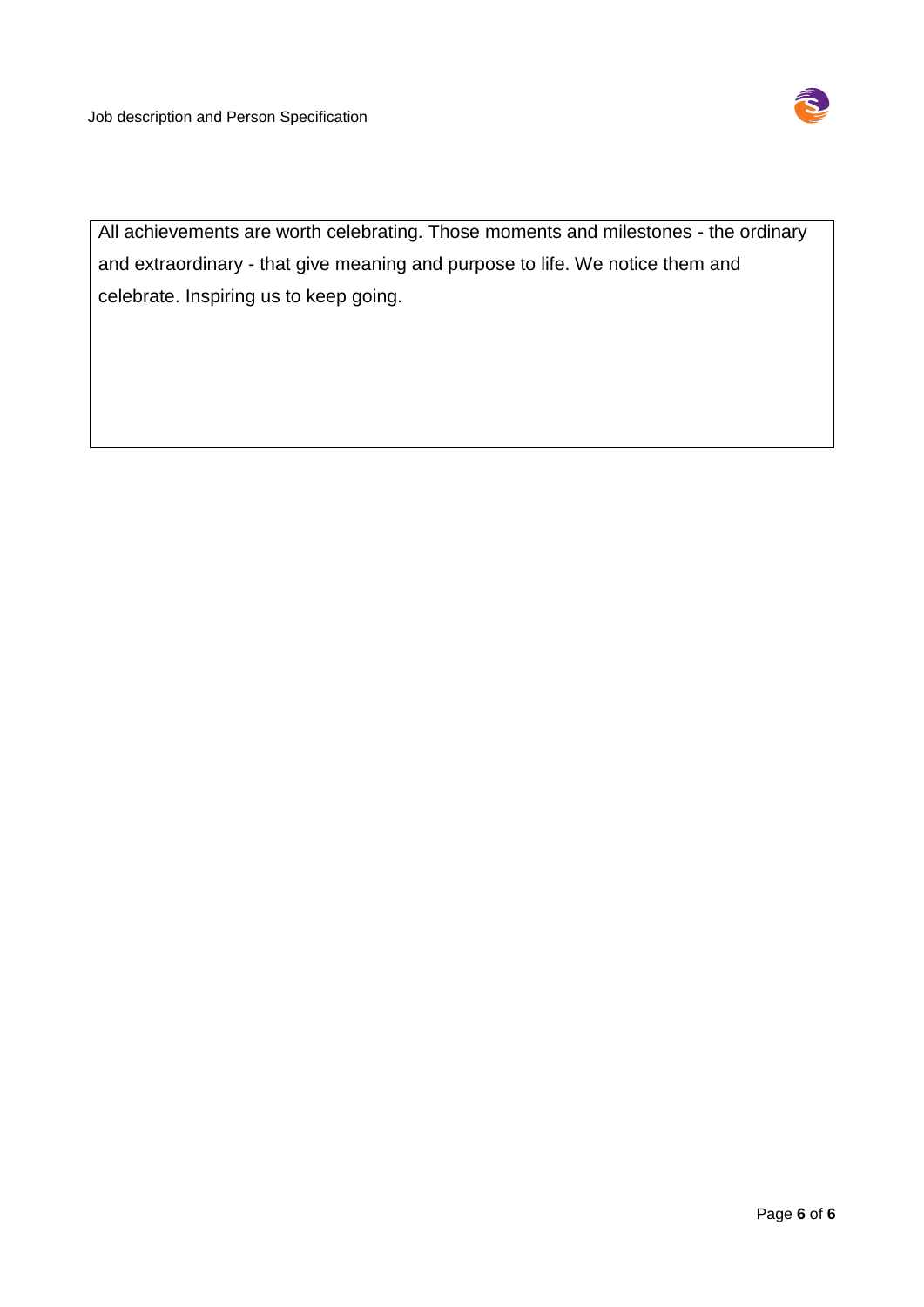All achievements are worth celebrating. Those moments and milestones - the ordinary and extraordinary - that give meaning and purpose to life. We notice them and celebrate. Inspiring us to keep going.